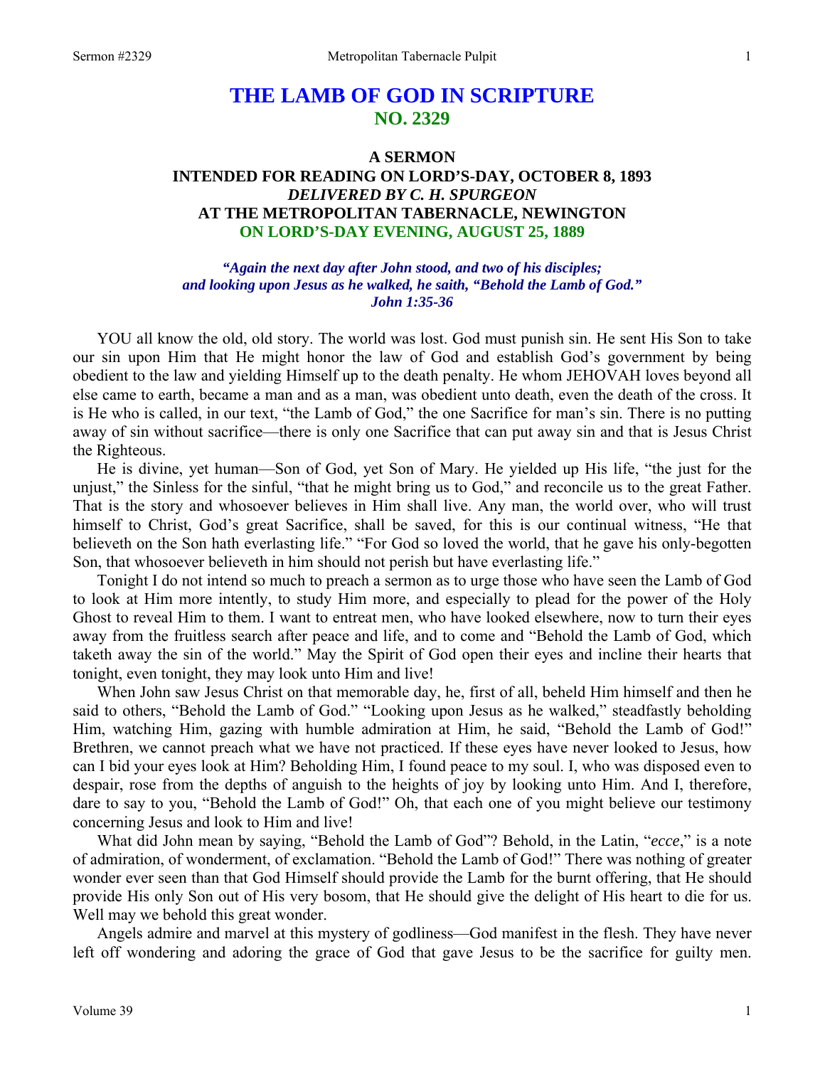# THE LAMB OF GOD IN SCRIPTURE
## NO. 2329

### A SERMON
### INTENDED FOR READING ON LORD'S-DAY, OCTOBER 8, 1893
### *DELIVERED BY C. H. SPURGEON*
### AT THE METROPOLITAN TABERNACLE, NEWINGTON
### ON LORD'S-DAY EVENING, AUGUST 25, 1889

*"Again the next day after John stood, and two of his disciples; and looking upon Jesus as he walked, he saith, "Behold the Lamb of God." John 1:35-36*

YOU all know the old, old story. The world was lost. God must punish sin. He sent His Son to take our sin upon Him that He might honor the law of God and establish God's government by being obedient to the law and yielding Himself up to the death penalty. He whom JEHOVAH loves beyond all else came to earth, became a man and as a man, was obedient unto death, even the death of the cross. It is He who is called, in our text, "the Lamb of God," the one Sacrifice for man's sin. There is no putting away of sin without sacrifice—there is only one Sacrifice that can put away sin and that is Jesus Christ the Righteous.

He is divine, yet human—Son of God, yet Son of Mary. He yielded up His life, "the just for the unjust," the Sinless for the sinful, "that he might bring us to God," and reconcile us to the great Father. That is the story and whosoever believes in Him shall live. Any man, the world over, who will trust himself to Christ, God's great Sacrifice, shall be saved, for this is our continual witness, "He that believeth on the Son hath everlasting life." "For God so loved the world, that he gave his only-begotten Son, that whosoever believeth in him should not perish but have everlasting life."

Tonight I do not intend so much to preach a sermon as to urge those who have seen the Lamb of God to look at Him more intently, to study Him more, and especially to plead for the power of the Holy Ghost to reveal Him to them. I want to entreat men, who have looked elsewhere, now to turn their eyes away from the fruitless search after peace and life, and to come and "Behold the Lamb of God, which taketh away the sin of the world." May the Spirit of God open their eyes and incline their hearts that tonight, even tonight, they may look unto Him and live!

When John saw Jesus Christ on that memorable day, he, first of all, beheld Him himself and then he said to others, "Behold the Lamb of God." "Looking upon Jesus as he walked," steadfastly beholding Him, watching Him, gazing with humble admiration at Him, he said, "Behold the Lamb of God!" Brethren, we cannot preach what we have not practiced. If these eyes have never looked to Jesus, how can I bid your eyes look at Him? Beholding Him, I found peace to my soul. I, who was disposed even to despair, rose from the depths of anguish to the heights of joy by looking unto Him. And I, therefore, dare to say to you, "Behold the Lamb of God!" Oh, that each one of you might believe our testimony concerning Jesus and look to Him and live!

What did John mean by saying, "Behold the Lamb of God"? Behold, in the Latin, "*ecce*," is a note of admiration, of wonderment, of exclamation. "Behold the Lamb of God!" There was nothing of greater wonder ever seen than that God Himself should provide the Lamb for the burnt offering, that He should provide His only Son out of His very bosom, that He should give the delight of His heart to die for us. Well may we behold this great wonder.

Angels admire and marvel at this mystery of godliness—God manifest in the flesh. They have never left off wondering and adoring the grace of God that gave Jesus to be the sacrifice for guilty men.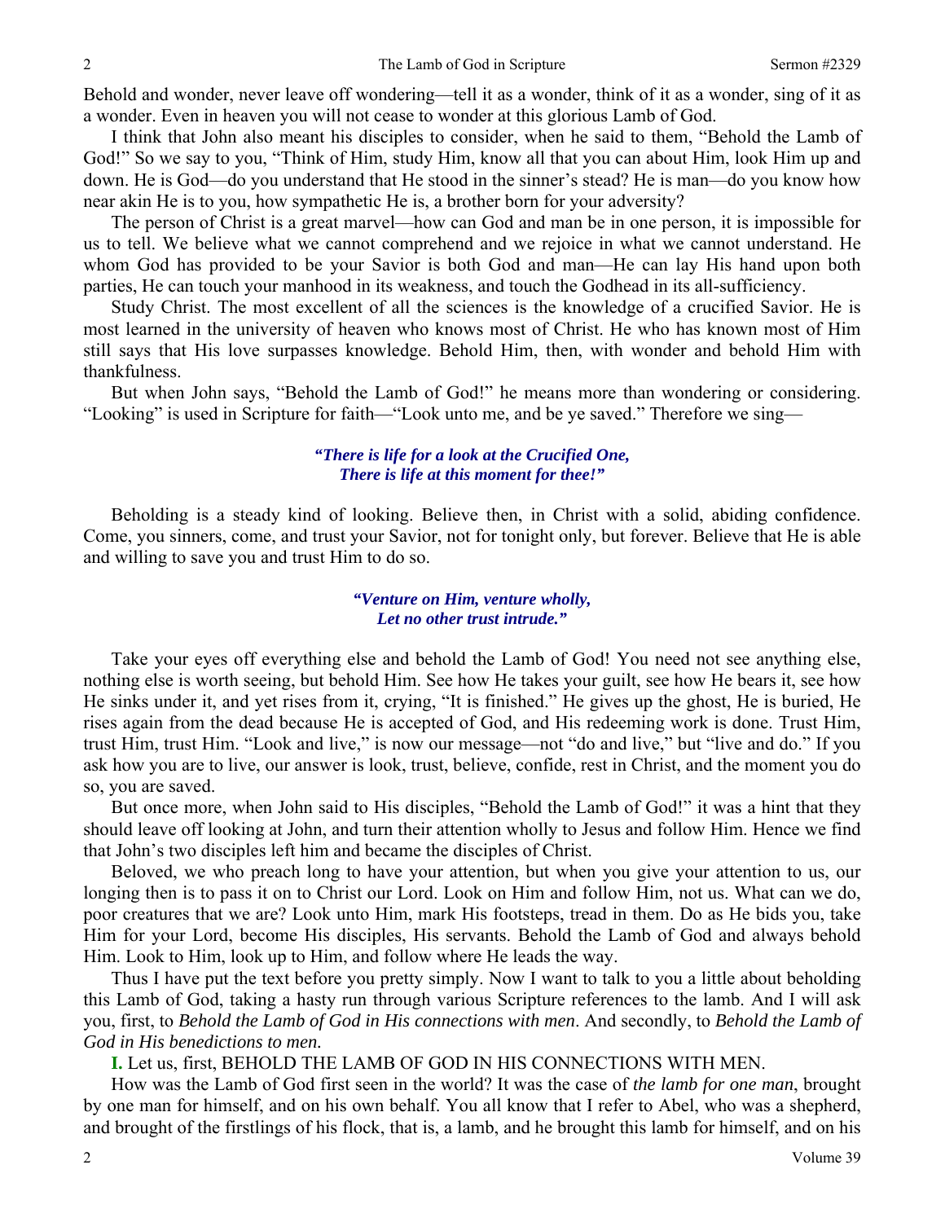Behold and wonder, never leave off wondering—tell it as a wonder, think of it as a wonder, sing of it as a wonder. Even in heaven you will not cease to wonder at this glorious Lamb of God.

I think that John also meant his disciples to consider, when he said to them, "Behold the Lamb of God!" So we say to you, "Think of Him, study Him, know all that you can about Him, look Him up and down. He is God—do you understand that He stood in the sinner's stead? He is man—do you know how near akin He is to you, how sympathetic He is, a brother born for your adversity?

The person of Christ is a great marvel—how can God and man be in one person, it is impossible for us to tell. We believe what we cannot comprehend and we rejoice in what we cannot understand. He whom God has provided to be your Savior is both God and man—He can lay His hand upon both parties, He can touch your manhood in its weakness, and touch the Godhead in its all-sufficiency.

Study Christ. The most excellent of all the sciences is the knowledge of a crucified Savior. He is most learned in the university of heaven who knows most of Christ. He who has known most of Him still says that His love surpasses knowledge. Behold Him, then, with wonder and behold Him with thankfulness.

But when John says, "Behold the Lamb of God!" he means more than wondering or considering. "Looking" is used in Scripture for faith—"Look unto me, and be ye saved." Therefore we sing—

> ***"There is life for a look at the Crucified One,***
> ***There is life at this moment for thee!"***

Beholding is a steady kind of looking. Believe then, in Christ with a solid, abiding confidence. Come, you sinners, come, and trust your Savior, not for tonight only, but forever. Believe that He is able and willing to save you and trust Him to do so.

> ***"Venture on Him, venture wholly,***
> ***Let no other trust intrude."***

Take your eyes off everything else and behold the Lamb of God! You need not see anything else, nothing else is worth seeing, but behold Him. See how He takes your guilt, see how He bears it, see how He sinks under it, and yet rises from it, crying, "It is finished." He gives up the ghost, He is buried, He rises again from the dead because He is accepted of God, and His redeeming work is done. Trust Him, trust Him, trust Him. "Look and live," is now our message—not "do and live," but "live and do." If you ask how you are to live, our answer is look, trust, believe, confide, rest in Christ, and the moment you do so, you are saved.

But once more, when John said to His disciples, "Behold the Lamb of God!" it was a hint that they should leave off looking at John, and turn their attention wholly to Jesus and follow Him. Hence we find that John's two disciples left him and became the disciples of Christ.

Beloved, we who preach long to have your attention, but when you give your attention to us, our longing then is to pass it on to Christ our Lord. Look on Him and follow Him, not us. What can we do, poor creatures that we are? Look unto Him, mark His footsteps, tread in them. Do as He bids you, take Him for your Lord, become His disciples, His servants. Behold the Lamb of God and always behold Him. Look to Him, look up to Him, and follow where He leads the way.

Thus I have put the text before you pretty simply. Now I want to talk to you a little about beholding this Lamb of God, taking a hasty run through various Scripture references to the lamb. And I will ask you, first, to *Behold the Lamb of God in His connections with men*. And secondly, to *Behold the Lamb of God in His benedictions to men.*

**I.** Let us, first, BEHOLD THE LAMB OF GOD IN HIS CONNECTIONS WITH MEN.

How was the Lamb of God first seen in the world? It was the case of *the lamb for one man*, brought by one man for himself, and on his own behalf. You all know that I refer to Abel, who was a shepherd, and brought of the firstlings of his flock, that is, a lamb, and he brought this lamb for himself, and on his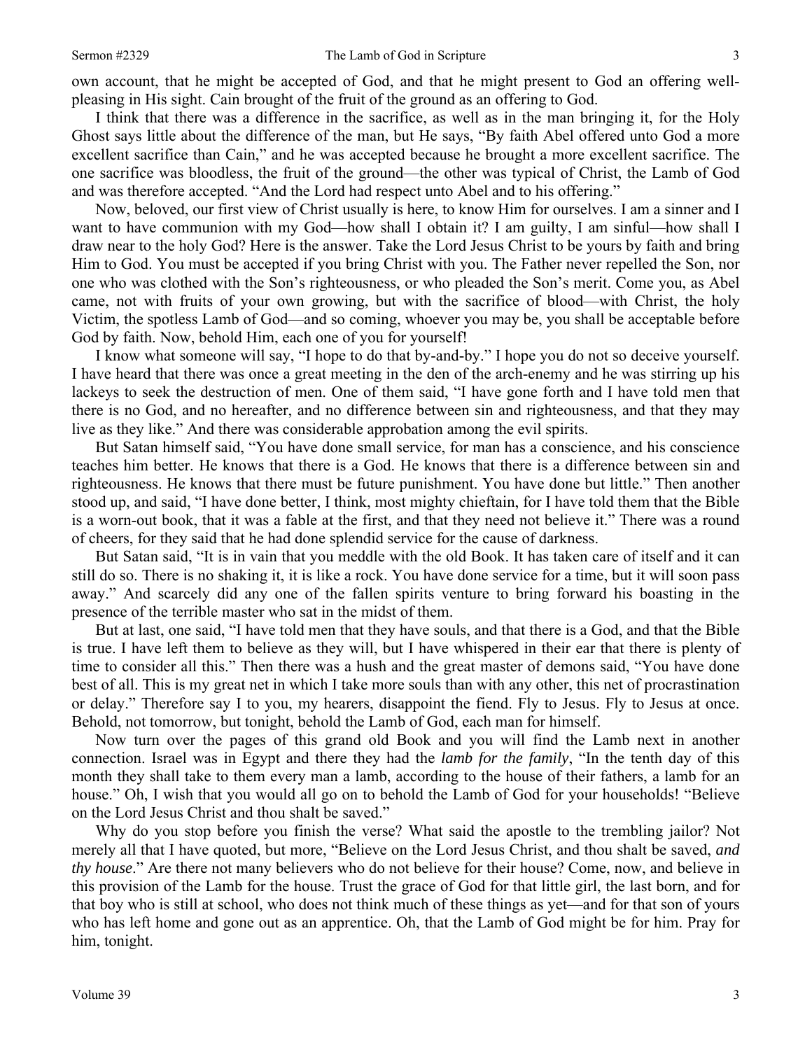own account, that he might be accepted of God, and that he might present to God an offering well-pleasing in His sight. Cain brought of the fruit of the ground as an offering to God.

I think that there was a difference in the sacrifice, as well as in the man bringing it, for the Holy Ghost says little about the difference of the man, but He says, "By faith Abel offered unto God a more excellent sacrifice than Cain," and he was accepted because he brought a more excellent sacrifice. The one sacrifice was bloodless, the fruit of the ground—the other was typical of Christ, the Lamb of God and was therefore accepted. "And the Lord had respect unto Abel and to his offering."

Now, beloved, our first view of Christ usually is here, to know Him for ourselves. I am a sinner and I want to have communion with my God—how shall I obtain it? I am guilty, I am sinful—how shall I draw near to the holy God? Here is the answer. Take the Lord Jesus Christ to be yours by faith and bring Him to God. You must be accepted if you bring Christ with you. The Father never repelled the Son, nor one who was clothed with the Son's righteousness, or who pleaded the Son's merit. Come you, as Abel came, not with fruits of your own growing, but with the sacrifice of blood—with Christ, the holy Victim, the spotless Lamb of God—and so coming, whoever you may be, you shall be acceptable before God by faith. Now, behold Him, each one of you for yourself!

I know what someone will say, "I hope to do that by-and-by." I hope you do not so deceive yourself. I have heard that there was once a great meeting in the den of the arch-enemy and he was stirring up his lackeys to seek the destruction of men. One of them said, "I have gone forth and I have told men that there is no God, and no hereafter, and no difference between sin and righteousness, and that they may live as they like." And there was considerable approbation among the evil spirits.

But Satan himself said, "You have done small service, for man has a conscience, and his conscience teaches him better. He knows that there is a God. He knows that there is a difference between sin and righteousness. He knows that there must be future punishment. You have done but little." Then another stood up, and said, "I have done better, I think, most mighty chieftain, for I have told them that the Bible is a worn-out book, that it was a fable at the first, and that they need not believe it." There was a round of cheers, for they said that he had done splendid service for the cause of darkness.

But Satan said, "It is in vain that you meddle with the old Book. It has taken care of itself and it can still do so. There is no shaking it, it is like a rock. You have done service for a time, but it will soon pass away." And scarcely did any one of the fallen spirits venture to bring forward his boasting in the presence of the terrible master who sat in the midst of them.

But at last, one said, "I have told men that they have souls, and that there is a God, and that the Bible is true. I have left them to believe as they will, but I have whispered in their ear that there is plenty of time to consider all this." Then there was a hush and the great master of demons said, "You have done best of all. This is my great net in which I take more souls than with any other, this net of procrastination or delay." Therefore say I to you, my hearers, disappoint the fiend. Fly to Jesus. Fly to Jesus at once. Behold, not tomorrow, but tonight, behold the Lamb of God, each man for himself.

Now turn over the pages of this grand old Book and you will find the Lamb next in another connection. Israel was in Egypt and there they had the *lamb for the family*, "In the tenth day of this month they shall take to them every man a lamb, according to the house of their fathers, a lamb for an house." Oh, I wish that you would all go on to behold the Lamb of God for your households! "Believe on the Lord Jesus Christ and thou shalt be saved."

Why do you stop before you finish the verse? What said the apostle to the trembling jailor? Not merely all that I have quoted, but more, "Believe on the Lord Jesus Christ, and thou shalt be saved, *and thy house*." Are there not many believers who do not believe for their house? Come, now, and believe in this provision of the Lamb for the house. Trust the grace of God for that little girl, the last born, and for that boy who is still at school, who does not think much of these things as yet—and for that son of yours who has left home and gone out as an apprentice. Oh, that the Lamb of God might be for him. Pray for him, tonight.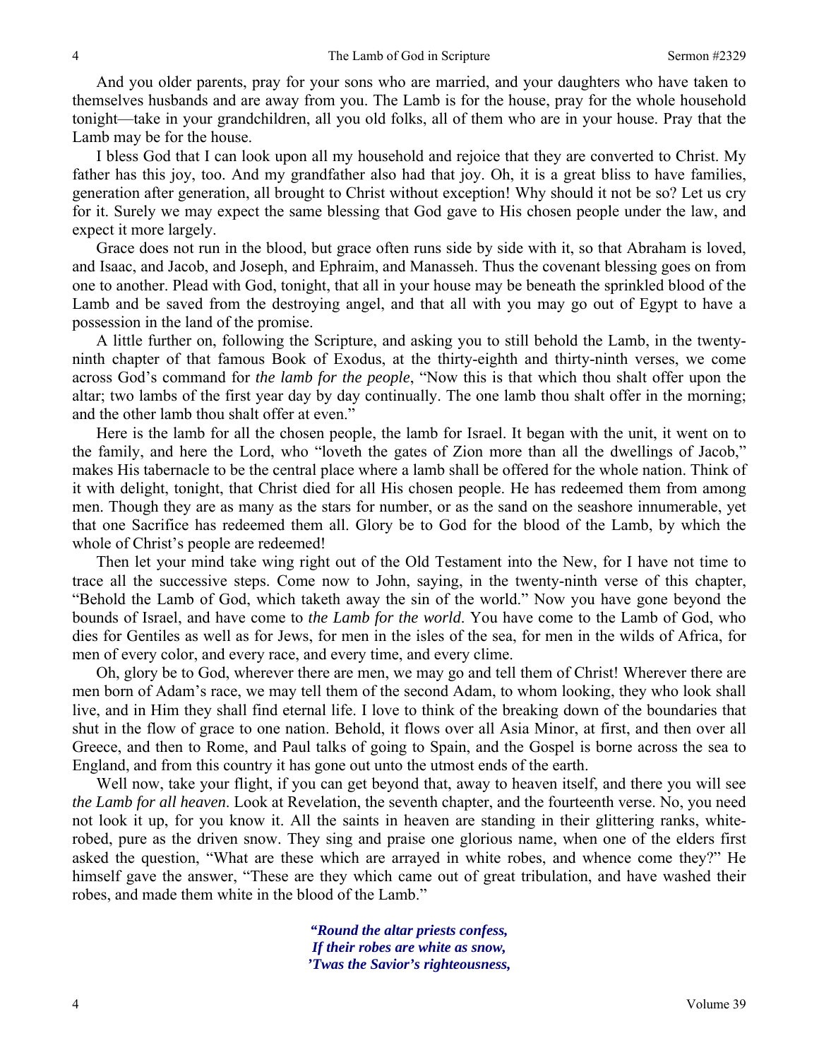And you older parents, pray for your sons who are married, and your daughters who have taken to themselves husbands and are away from you. The Lamb is for the house, pray for the whole household tonight—take in your grandchildren, all you old folks, all of them who are in your house. Pray that the Lamb may be for the house.

I bless God that I can look upon all my household and rejoice that they are converted to Christ. My father has this joy, too. And my grandfather also had that joy. Oh, it is a great bliss to have families, generation after generation, all brought to Christ without exception! Why should it not be so? Let us cry for it. Surely we may expect the same blessing that God gave to His chosen people under the law, and expect it more largely.

Grace does not run in the blood, but grace often runs side by side with it, so that Abraham is loved, and Isaac, and Jacob, and Joseph, and Ephraim, and Manasseh. Thus the covenant blessing goes on from one to another. Plead with God, tonight, that all in your house may be beneath the sprinkled blood of the Lamb and be saved from the destroying angel, and that all with you may go out of Egypt to have a possession in the land of the promise.

A little further on, following the Scripture, and asking you to still behold the Lamb, in the twenty-ninth chapter of that famous Book of Exodus, at the thirty-eighth and thirty-ninth verses, we come across God's command for *the lamb for the people*, "Now this is that which thou shalt offer upon the altar; two lambs of the first year day by day continually. The one lamb thou shalt offer in the morning; and the other lamb thou shalt offer at even."

Here is the lamb for all the chosen people, the lamb for Israel. It began with the unit, it went on to the family, and here the Lord, who "loveth the gates of Zion more than all the dwellings of Jacob," makes His tabernacle to be the central place where a lamb shall be offered for the whole nation. Think of it with delight, tonight, that Christ died for all His chosen people. He has redeemed them from among men. Though they are as many as the stars for number, or as the sand on the seashore innumerable, yet that one Sacrifice has redeemed them all. Glory be to God for the blood of the Lamb, by which the whole of Christ's people are redeemed!

Then let your mind take wing right out of the Old Testament into the New, for I have not time to trace all the successive steps. Come now to John, saying, in the twenty-ninth verse of this chapter, "Behold the Lamb of God, which taketh away the sin of the world." Now you have gone beyond the bounds of Israel, and have come to *the Lamb for the world*. You have come to the Lamb of God, who dies for Gentiles as well as for Jews, for men in the isles of the sea, for men in the wilds of Africa, for men of every color, and every race, and every time, and every clime.

Oh, glory be to God, wherever there are men, we may go and tell them of Christ! Wherever there are men born of Adam's race, we may tell them of the second Adam, to whom looking, they who look shall live, and in Him they shall find eternal life. I love to think of the breaking down of the boundaries that shut in the flow of grace to one nation. Behold, it flows over all Asia Minor, at first, and then over all Greece, and then to Rome, and Paul talks of going to Spain, and the Gospel is borne across the sea to England, and from this country it has gone out unto the utmost ends of the earth.

Well now, take your flight, if you can get beyond that, away to heaven itself, and there you will see *the Lamb for all heaven*. Look at Revelation, the seventh chapter, and the fourteenth verse. No, you need not look it up, for you know it. All the saints in heaven are standing in their glittering ranks, white-robed, pure as the driven snow. They sing and praise one glorious name, when one of the elders first asked the question, "What are these which are arrayed in white robes, and whence come they?" He himself gave the answer, "These are they which came out of great tribulation, and have washed their robes, and made them white in the blood of the Lamb."

> ***"Round the altar priests confess,***
> ***If their robes are white as snow,***
> ***'Twas the Savior's righteousness,***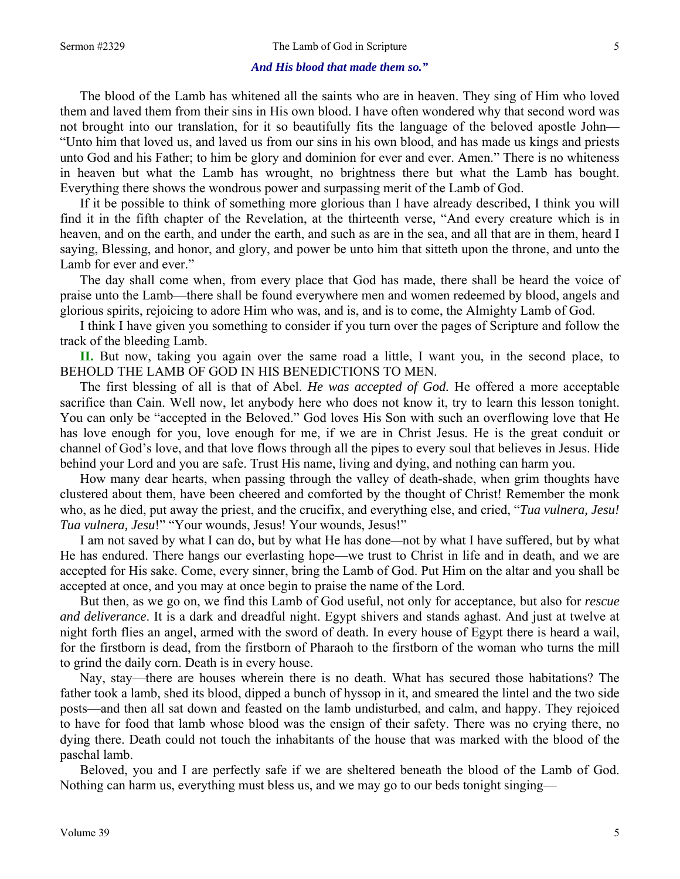***And His blood that made them so."***

The blood of the Lamb has whitened all the saints who are in heaven. They sing of Him who loved them and laved them from their sins in His own blood. I have often wondered why that second word was not brought into our translation, for it so beautifully fits the language of the beloved apostle John—"Unto him that loved us, and laved us from our sins in his own blood, and has made us kings and priests unto God and his Father; to him be glory and dominion for ever and ever. Amen." There is no whiteness in heaven but what the Lamb has wrought, no brightness there but what the Lamb has bought. Everything there shows the wondrous power and surpassing merit of the Lamb of God.

If it be possible to think of something more glorious than I have already described, I think you will find it in the fifth chapter of the Revelation, at the thirteenth verse, "And every creature which is in heaven, and on the earth, and under the earth, and such as are in the sea, and all that are in them, heard I saying, Blessing, and honor, and glory, and power be unto him that sitteth upon the throne, and unto the Lamb for ever and ever."

The day shall come when, from every place that God has made, there shall be heard the voice of praise unto the Lamb—there shall be found everywhere men and women redeemed by blood, angels and glorious spirits, rejoicing to adore Him who was, and is, and is to come, the Almighty Lamb of God.

I think I have given you something to consider if you turn over the pages of Scripture and follow the track of the bleeding Lamb.

**II.** But now, taking you again over the same road a little, I want you, in the second place, to BEHOLD THE LAMB OF GOD IN HIS BENEDICTIONS TO MEN.

The first blessing of all is that of Abel. *He was accepted of God.* He offered a more acceptable sacrifice than Cain. Well now, let anybody here who does not know it, try to learn this lesson tonight. You can only be "accepted in the Beloved." God loves His Son with such an overflowing love that He has love enough for you, love enough for me, if we are in Christ Jesus. He is the great conduit or channel of God's love, and that love flows through all the pipes to every soul that believes in Jesus. Hide behind your Lord and you are safe. Trust His name, living and dying, and nothing can harm you.

How many dear hearts, when passing through the valley of death-shade, when grim thoughts have clustered about them, have been cheered and comforted by the thought of Christ! Remember the monk who, as he died, put away the priest, and the crucifix, and everything else, and cried, "*Tua vulnera, Jesu! Tua vulnera, Jesu*!" "Your wounds, Jesus! Your wounds, Jesus!"

I am not saved by what I can do, but by what He has done—not by what I have suffered, but by what He has endured. There hangs our everlasting hope—we trust to Christ in life and in death, and we are accepted for His sake. Come, every sinner, bring the Lamb of God. Put Him on the altar and you shall be accepted at once, and you may at once begin to praise the name of the Lord.

But then, as we go on, we find this Lamb of God useful, not only for acceptance, but also for *rescue and deliverance*. It is a dark and dreadful night. Egypt shivers and stands aghast. And just at twelve at night forth flies an angel, armed with the sword of death. In every house of Egypt there is heard a wail, for the firstborn is dead, from the firstborn of Pharaoh to the firstborn of the woman who turns the mill to grind the daily corn. Death is in every house.

Nay, stay—there are houses wherein there is no death. What has secured those habitations? The father took a lamb, shed its blood, dipped a bunch of hyssop in it, and smeared the lintel and the two side posts—and then all sat down and feasted on the lamb undisturbed, and calm, and happy. They rejoiced to have for food that lamb whose blood was the ensign of their safety. There was no crying there, no dying there. Death could not touch the inhabitants of the house that was marked with the blood of the paschal lamb.

Beloved, you and I are perfectly safe if we are sheltered beneath the blood of the Lamb of God. Nothing can harm us, everything must bless us, and we may go to our beds tonight singing—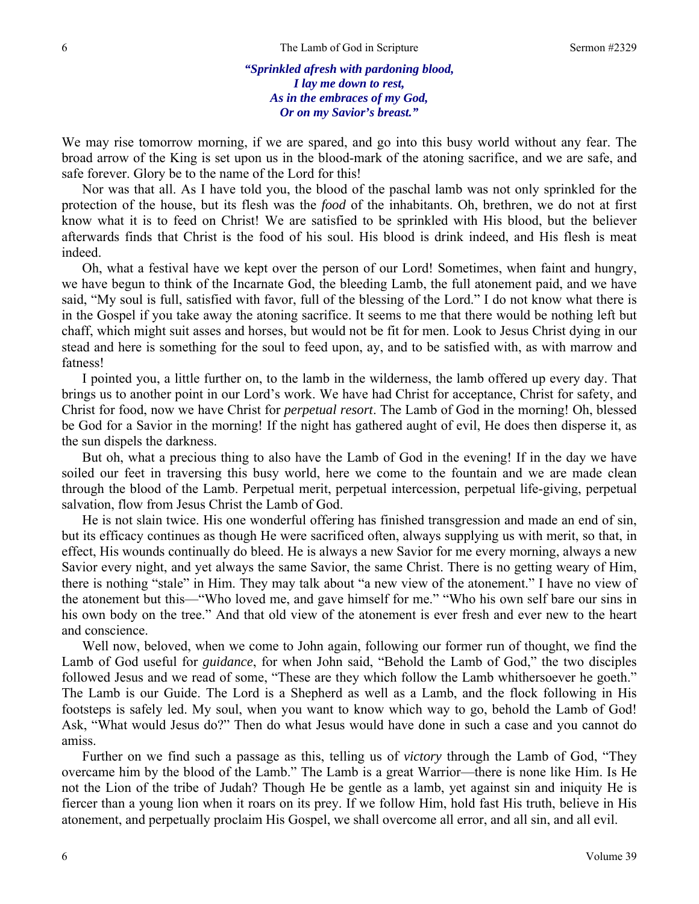*"Sprinkled afresh with pardoning blood,*
*I lay me down to rest,*
*As in the embraces of my God,*
*Or on my Savior's breast."*

We may rise tomorrow morning, if we are spared, and go into this busy world without any fear. The broad arrow of the King is set upon us in the blood-mark of the atoning sacrifice, and we are safe, and safe forever. Glory be to the name of the Lord for this!

Nor was that all. As I have told you, the blood of the paschal lamb was not only sprinkled for the protection of the house, but its flesh was the *food* of the inhabitants. Oh, brethren, we do not at first know what it is to feed on Christ! We are satisfied to be sprinkled with His blood, but the believer afterwards finds that Christ is the food of his soul. His blood is drink indeed, and His flesh is meat indeed.

Oh, what a festival have we kept over the person of our Lord! Sometimes, when faint and hungry, we have begun to think of the Incarnate God, the bleeding Lamb, the full atonement paid, and we have said, "My soul is full, satisfied with favor, full of the blessing of the Lord." I do not know what there is in the Gospel if you take away the atoning sacrifice. It seems to me that there would be nothing left but chaff, which might suit asses and horses, but would not be fit for men. Look to Jesus Christ dying in our stead and here is something for the soul to feed upon, ay, and to be satisfied with, as with marrow and fatness!

I pointed you, a little further on, to the lamb in the wilderness, the lamb offered up every day. That brings us to another point in our Lord's work. We have had Christ for acceptance, Christ for safety, and Christ for food, now we have Christ for *perpetual resort*. The Lamb of God in the morning! Oh, blessed be God for a Savior in the morning! If the night has gathered aught of evil, He does then disperse it, as the sun dispels the darkness.

But oh, what a precious thing to also have the Lamb of God in the evening! If in the day we have soiled our feet in traversing this busy world, here we come to the fountain and we are made clean through the blood of the Lamb. Perpetual merit, perpetual intercession, perpetual life-giving, perpetual salvation, flow from Jesus Christ the Lamb of God.

He is not slain twice. His one wonderful offering has finished transgression and made an end of sin, but its efficacy continues as though He were sacrificed often, always supplying us with merit, so that, in effect, His wounds continually do bleed. He is always a new Savior for me every morning, always a new Savior every night, and yet always the same Savior, the same Christ. There is no getting weary of Him, there is nothing "stale" in Him. They may talk about "a new view of the atonement." I have no view of the atonement but this—"Who loved me, and gave himself for me." "Who his own self bare our sins in his own body on the tree." And that old view of the atonement is ever fresh and ever new to the heart and conscience.

Well now, beloved, when we come to John again, following our former run of thought, we find the Lamb of God useful for *guidance*, for when John said, "Behold the Lamb of God," the two disciples followed Jesus and we read of some, "These are they which follow the Lamb whithersoever he goeth." The Lamb is our Guide. The Lord is a Shepherd as well as a Lamb, and the flock following in His footsteps is safely led. My soul, when you want to know which way to go, behold the Lamb of God! Ask, "What would Jesus do?" Then do what Jesus would have done in such a case and you cannot do amiss.

Further on we find such a passage as this, telling us of *victory* through the Lamb of God, "They overcame him by the blood of the Lamb." The Lamb is a great Warrior—there is none like Him. Is He not the Lion of the tribe of Judah? Though He be gentle as a lamb, yet against sin and iniquity He is fiercer than a young lion when it roars on its prey. If we follow Him, hold fast His truth, believe in His atonement, and perpetually proclaim His Gospel, we shall overcome all error, and all sin, and all evil.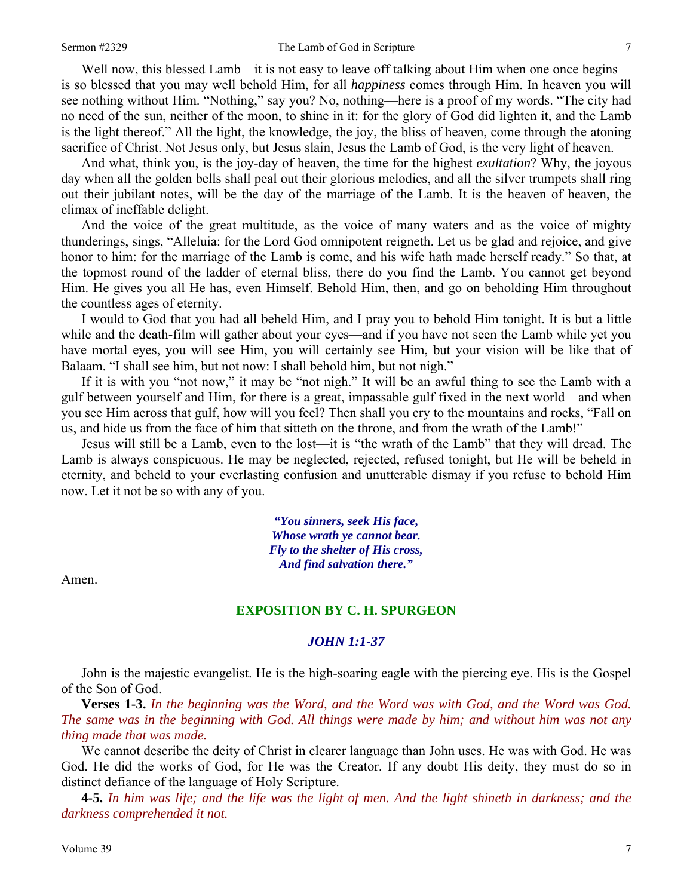Well now, this blessed Lamb—it is not easy to leave off talking about Him when one once begins—is so blessed that you may well behold Him, for all *happiness* comes through Him. In heaven you will see nothing without Him. "Nothing," say you? No, nothing—here is a proof of my words. "The city had no need of the sun, neither of the moon, to shine in it: for the glory of God did lighten it, and the Lamb is the light thereof." All the light, the knowledge, the joy, the bliss of heaven, come through the atoning sacrifice of Christ. Not Jesus only, but Jesus slain, Jesus the Lamb of God, is the very light of heaven.

And what, think you, is the joy-day of heaven, the time for the highest *exultation*? Why, the joyous day when all the golden bells shall peal out their glorious melodies, and all the silver trumpets shall ring out their jubilant notes, will be the day of the marriage of the Lamb. It is the heaven of heaven, the climax of ineffable delight.

And the voice of the great multitude, as the voice of many waters and as the voice of mighty thunderings, sings, "Alleluia: for the Lord God omnipotent reigneth. Let us be glad and rejoice, and give honor to him: for the marriage of the Lamb is come, and his wife hath made herself ready." So that, at the topmost round of the ladder of eternal bliss, there do you find the Lamb. You cannot get beyond Him. He gives you all He has, even Himself. Behold Him, then, and go on beholding Him throughout the countless ages of eternity.

I would to God that you had all beheld Him, and I pray you to behold Him tonight. It is but a little while and the death-film will gather about your eyes—and if you have not seen the Lamb while yet you have mortal eyes, you will see Him, you will certainly see Him, but your vision will be like that of Balaam. "I shall see him, but not now: I shall behold him, but not nigh."

If it is with you "not now," it may be "not nigh." It will be an awful thing to see the Lamb with a gulf between yourself and Him, for there is a great, impassable gulf fixed in the next world—and when you see Him across that gulf, how will you feel? Then shall you cry to the mountains and rocks, "Fall on us, and hide us from the face of him that sitteth on the throne, and from the wrath of the Lamb!"

Jesus will still be a Lamb, even to the lost—it is "the wrath of the Lamb" that they will dread. The Lamb is always conspicuous. He may be neglected, rejected, refused tonight, but He will be beheld in eternity, and beheld to your everlasting confusion and unutterable dismay if you refuse to behold Him now. Let it not be so with any of you.

> ***"You sinners, seek His face,***
> ***Whose wrath ye cannot bear.***
> ***Fly to the shelter of His cross,***
> ***And find salvation there."***

Amen.

## EXPOSITION BY C. H. SPURGEON

### *JOHN 1:1-37*

John is the majestic evangelist. He is the high-soaring eagle with the piercing eye. His is the Gospel of the Son of God.

**Verses 1-3.** *In the beginning was the Word, and the Word was with God, and the Word was God. The same was in the beginning with God. All things were made by him; and without him was not any thing made that was made.*

We cannot describe the deity of Christ in clearer language than John uses. He was with God. He was God. He did the works of God, for He was the Creator. If any doubt His deity, they must do so in distinct defiance of the language of Holy Scripture.

**4-5.** *In him was life; and the life was the light of men. And the light shineth in darkness; and the darkness comprehended it not.*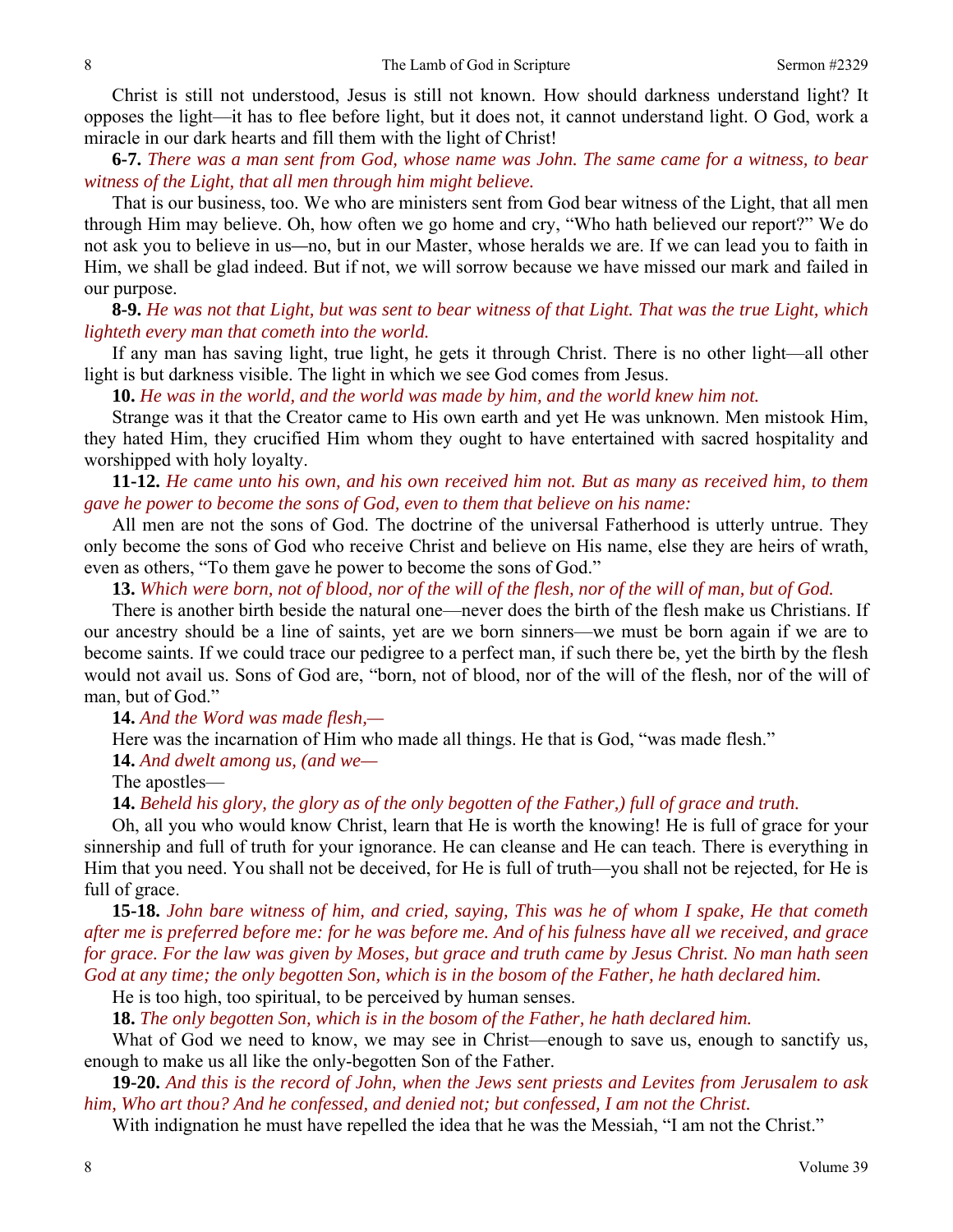Christ is still not understood, Jesus is still not known. How should darkness understand light? It opposes the light—it has to flee before light, but it does not, it cannot understand light. O God, work a miracle in our dark hearts and fill them with the light of Christ!

**6-7.** *There was a man sent from God, whose name was John. The same came for a witness, to bear witness of the Light, that all men through him might believe.*

That is our business, too. We who are ministers sent from God bear witness of the Light, that all men through Him may believe. Oh, how often we go home and cry, "Who hath believed our report?" We do not ask you to believe in us—no, but in our Master, whose heralds we are. If we can lead you to faith in Him, we shall be glad indeed. But if not, we will sorrow because we have missed our mark and failed in our purpose.

**8-9.** *He was not that Light, but was sent to bear witness of that Light. That was the true Light, which lighteth every man that cometh into the world.*

If any man has saving light, true light, he gets it through Christ. There is no other light—all other light is but darkness visible. The light in which we see God comes from Jesus.

**10.** *He was in the world, and the world was made by him, and the world knew him not.*

Strange was it that the Creator came to His own earth and yet He was unknown. Men mistook Him, they hated Him, they crucified Him whom they ought to have entertained with sacred hospitality and worshipped with holy loyalty.

**11-12.** *He came unto his own, and his own received him not. But as many as received him, to them gave he power to become the sons of God, even to them that believe on his name:*

All men are not the sons of God. The doctrine of the universal Fatherhood is utterly untrue. They only become the sons of God who receive Christ and believe on His name, else they are heirs of wrath, even as others, "To them gave he power to become the sons of God."

**13.** *Which were born, not of blood, nor of the will of the flesh, nor of the will of man, but of God.*

There is another birth beside the natural one—never does the birth of the flesh make us Christians. If our ancestry should be a line of saints, yet are we born sinners—we must be born again if we are to become saints. If we could trace our pedigree to a perfect man, if such there be, yet the birth by the flesh would not avail us. Sons of God are, "born, not of blood, nor of the will of the flesh, nor of the will of man, but of God."

**14.** *And the Word was made flesh,—*

Here was the incarnation of Him who made all things. He that is God, "was made flesh."

**14.** *And dwelt among us, (and we—*

The apostles—

**14.** *Beheld his glory, the glory as of the only begotten of the Father,) full of grace and truth.*

Oh, all you who would know Christ, learn that He is worth the knowing! He is full of grace for your sinnership and full of truth for your ignorance. He can cleanse and He can teach. There is everything in Him that you need. You shall not be deceived, for He is full of truth—you shall not be rejected, for He is full of grace.

**15-18.** *John bare witness of him, and cried, saying, This was he of whom I spake, He that cometh after me is preferred before me: for he was before me. And of his fulness have all we received, and grace for grace. For the law was given by Moses, but grace and truth came by Jesus Christ. No man hath seen God at any time; the only begotten Son, which is in the bosom of the Father, he hath declared him.*

He is too high, too spiritual, to be perceived by human senses.

**18.** *The only begotten Son, which is in the bosom of the Father, he hath declared him.*

What of God we need to know, we may see in Christ—enough to save us, enough to sanctify us, enough to make us all like the only-begotten Son of the Father.

**19-20.** *And this is the record of John, when the Jews sent priests and Levites from Jerusalem to ask him, Who art thou? And he confessed, and denied not; but confessed, I am not the Christ.*

With indignation he must have repelled the idea that he was the Messiah, "I am not the Christ."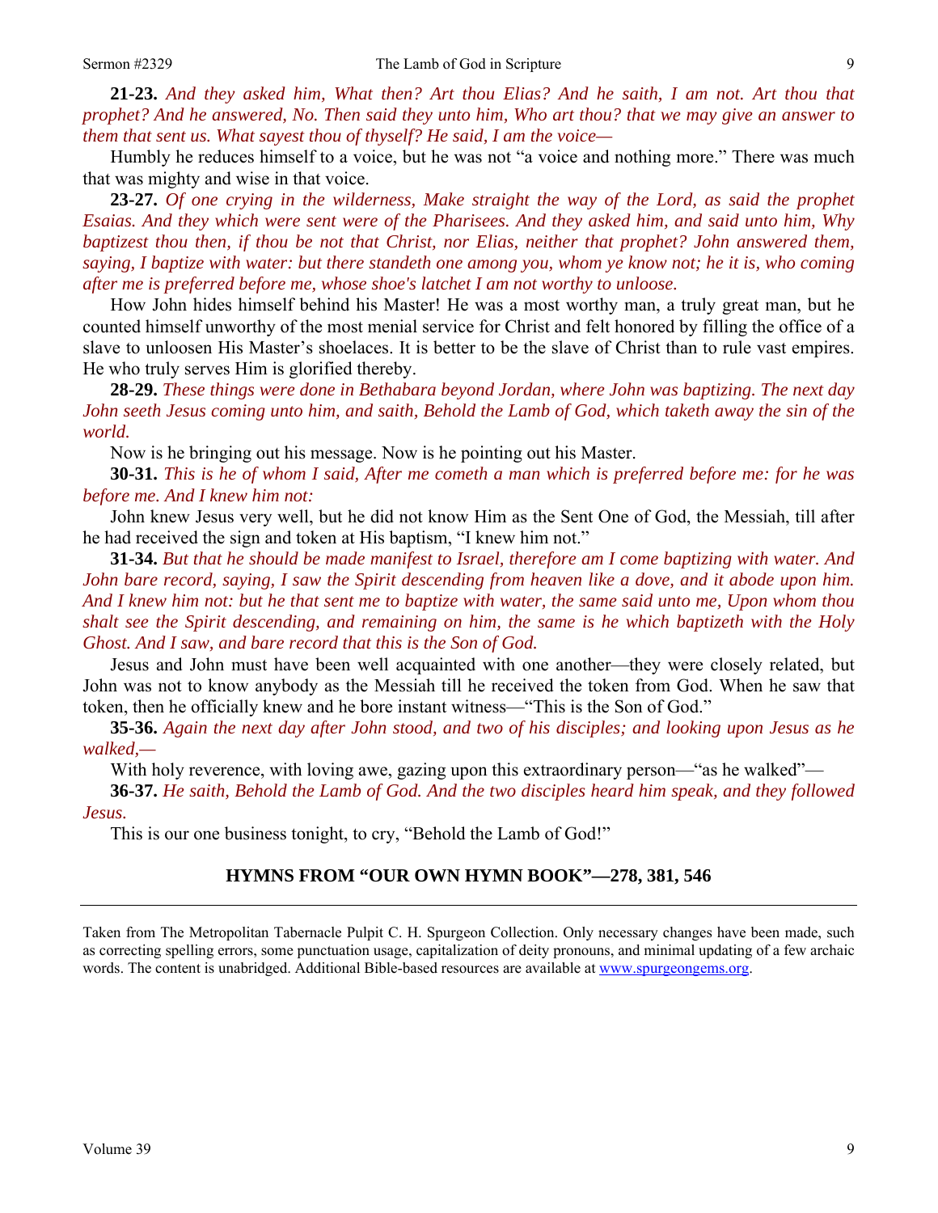**21-23.** *And they asked him, What then? Art thou Elias? And he saith, I am not. Art thou that prophet? And he answered, No. Then said they unto him, Who art thou? that we may give an answer to them that sent us. What sayest thou of thyself? He said, I am the voice—*

Humbly he reduces himself to a voice, but he was not "a voice and nothing more." There was much that was mighty and wise in that voice.

**23-27.** *Of one crying in the wilderness, Make straight the way of the Lord, as said the prophet Esaias. And they which were sent were of the Pharisees. And they asked him, and said unto him, Why baptizest thou then, if thou be not that Christ, nor Elias, neither that prophet? John answered them, saying, I baptize with water: but there standeth one among you, whom ye know not; he it is, who coming after me is preferred before me, whose shoe's latchet I am not worthy to unloose.*

How John hides himself behind his Master! He was a most worthy man, a truly great man, but he counted himself unworthy of the most menial service for Christ and felt honored by filling the office of a slave to unloosen His Master's shoelaces. It is better to be the slave of Christ than to rule vast empires. He who truly serves Him is glorified thereby.

**28-29.** *These things were done in Bethabara beyond Jordan, where John was baptizing. The next day John seeth Jesus coming unto him, and saith, Behold the Lamb of God, which taketh away the sin of the world.*

Now is he bringing out his message. Now is he pointing out his Master.

**30-31.** *This is he of whom I said, After me cometh a man which is preferred before me: for he was before me. And I knew him not:*

John knew Jesus very well, but he did not know Him as the Sent One of God, the Messiah, till after he had received the sign and token at His baptism, "I knew him not."

**31-34.** *But that he should be made manifest to Israel, therefore am I come baptizing with water. And John bare record, saying, I saw the Spirit descending from heaven like a dove, and it abode upon him. And I knew him not: but he that sent me to baptize with water, the same said unto me, Upon whom thou shalt see the Spirit descending, and remaining on him, the same is he which baptizeth with the Holy Ghost. And I saw, and bare record that this is the Son of God.*

Jesus and John must have been well acquainted with one another—they were closely related, but John was not to know anybody as the Messiah till he received the token from God. When he saw that token, then he officially knew and he bore instant witness—"This is the Son of God."

**35-36.** *Again the next day after John stood, and two of his disciples; and looking upon Jesus as he walked,—*

With holy reverence, with loving awe, gazing upon this extraordinary person—"as he walked"—

**36-37.** *He saith, Behold the Lamb of God. And the two disciples heard him speak, and they followed Jesus.*

This is our one business tonight, to cry, "Behold the Lamb of God!"

## HYMNS FROM "OUR OWN HYMN BOOK"—278, 381, 546

---

Taken from The Metropolitan Tabernacle Pulpit C. H. Spurgeon Collection. Only necessary changes have been made, such as correcting spelling errors, some punctuation usage, capitalization of deity pronouns, and minimal updating of a few archaic words. The content is unabridged. Additional Bible-based resources are available at www.spurgeongems.org.